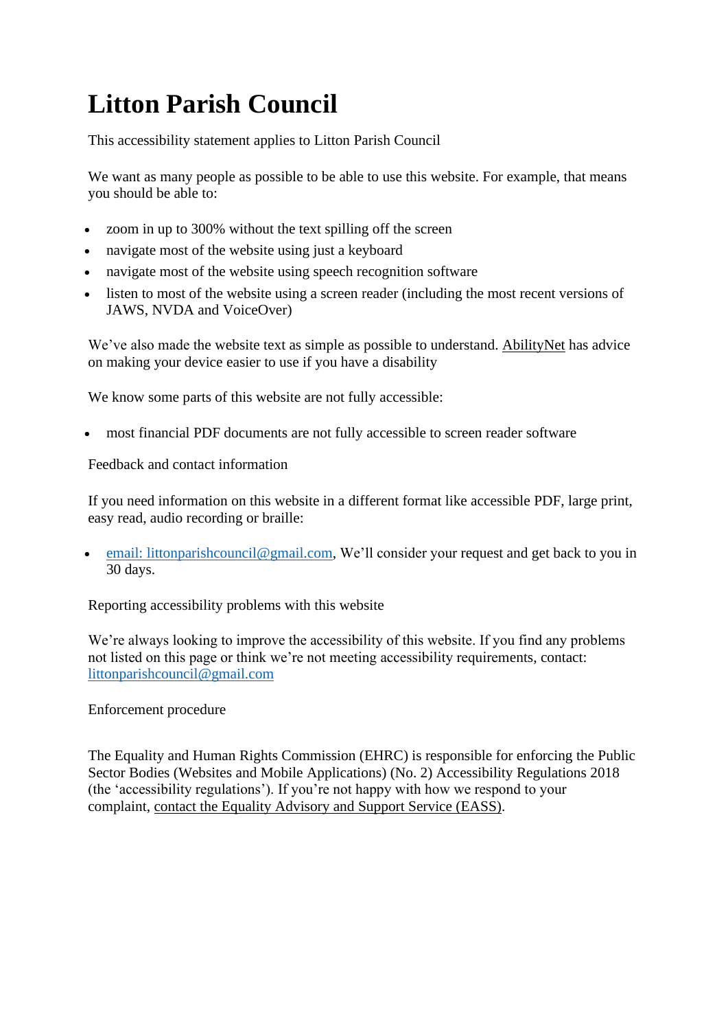# Litton Parish Council

This accessibility statement applies to Litton Parish Council

We want as many people as possible to be able to use this website. For example, that means you should be able to:

- zoom in up to 300% without the text spilling off the screen
- navigate most of the website using just a keyboard
- navigate most of the website using speech recognition software
- listen to most of the website using a screen reader (including the most recent versions of JAWS, NVDA and VoiceOver)

We've also made the website text as simple as possible to understand. AbilityNet has advice on making your device easier to use if you have a disability

We know some parts of this website are not fully accessible:

- most financial PDF documents are not fully accessible to screen reader software

Feedback and contact information

If you need information on this website in a different format like accessible PDF, large print, easy read, audio recording or braille:

- email: littonparishcouncil@gmail.com, We'll consider your request and get back to you in 30 days.

Reporting accessibility problems with this website

We're always looking to improve the accessibility of this website. If you find any problems not listed on this page or think we're not meeting accessibility requirements, contact: littonparishcouncil@gmail.com

Enforcement procedure

The Equality and Human Rights Commission (EHRC) is responsible for enforcing the Public Sector Bodies (Websites and Mobile Applications) (No. 2) Accessibility Regulations 2018 (the 'accessibility regulations'). If you're not happy with how we respond to your complaint, contact the Equality Advisory and Support Service (EASS).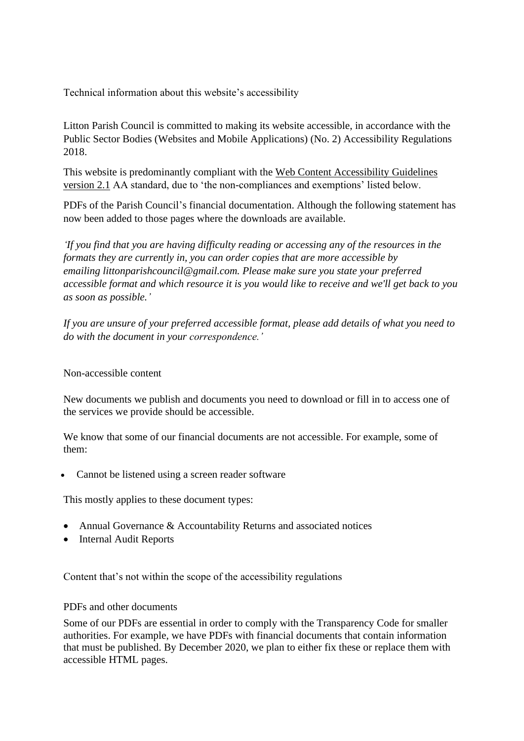Technical information about this website's accessibility

Litton Parish Council is committed to making its website accessible, in accordance with the Public Sector Bodies (Websites and Mobile Applications) (No. 2) Accessibility Regulations 2018.

This website is predominantly compliant with the Web Content Accessibility Guidelines version 2.1 AA standard, due to 'the non-compliances and exemptions' listed below.

PDFs of the Parish Council's financial documentation. Although the following statement has now been added to those pages where the downloads are available.

*'If you find that you are having difficulty reading or accessing any of the resources in the formats they are currently in, you can order copies that are more accessible by emailing littonparishcouncil@gmail.com. Please make sure you state your preferred accessible format and which resource it is you would like to receive and we'll get back to you as soon as possible.'*

*If you are unsure of your preferred accessible format, please add details of what you need to do with the document in your correspondence.'*

Non-accessible content

New documents we publish and documents you need to download or fill in to access one of the services we provide should be accessible.

We know that some of our financial documents are not accessible. For example, some of them:

- Cannot be listened using a screen reader software

This mostly applies to these document types:

- Annual Governance & Accountability Returns and associated notices
- Internal Audit Reports

Content that's not within the scope of the accessibility regulations

PDFs and other documents

Some of our PDFs are essential in order to comply with the Transparency Code for smaller authorities. For example, we have PDFs with financial documents that contain information that must be published. By December 2020, we plan to either fix these or replace them with accessible HTML pages.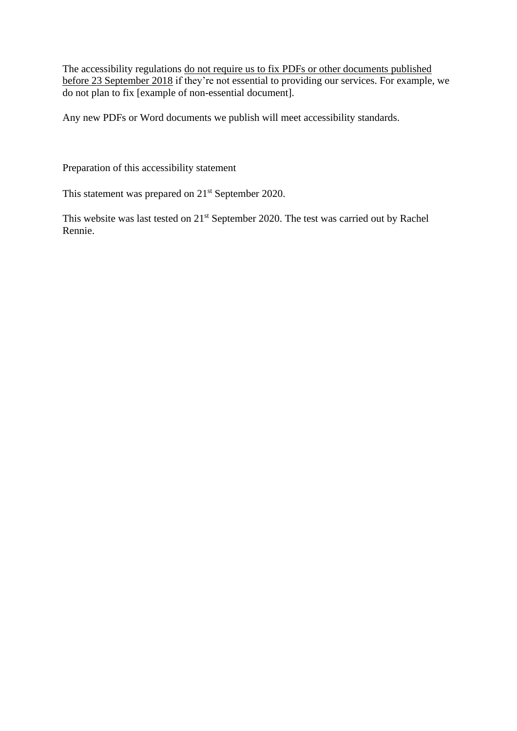The accessibility regulations do not require us to fix PDFs or other documents published before 23 September 2018 if they're not essential to providing our services. For example, we do not plan to fix [example of non-essential document].

Any new PDFs or Word documents we publish will meet accessibility standards.

Preparation of this accessibility statement

This statement was prepared on 21st September 2020.

This website was last tested on 21st September 2020. The test was carried out by Rachel Rennie.